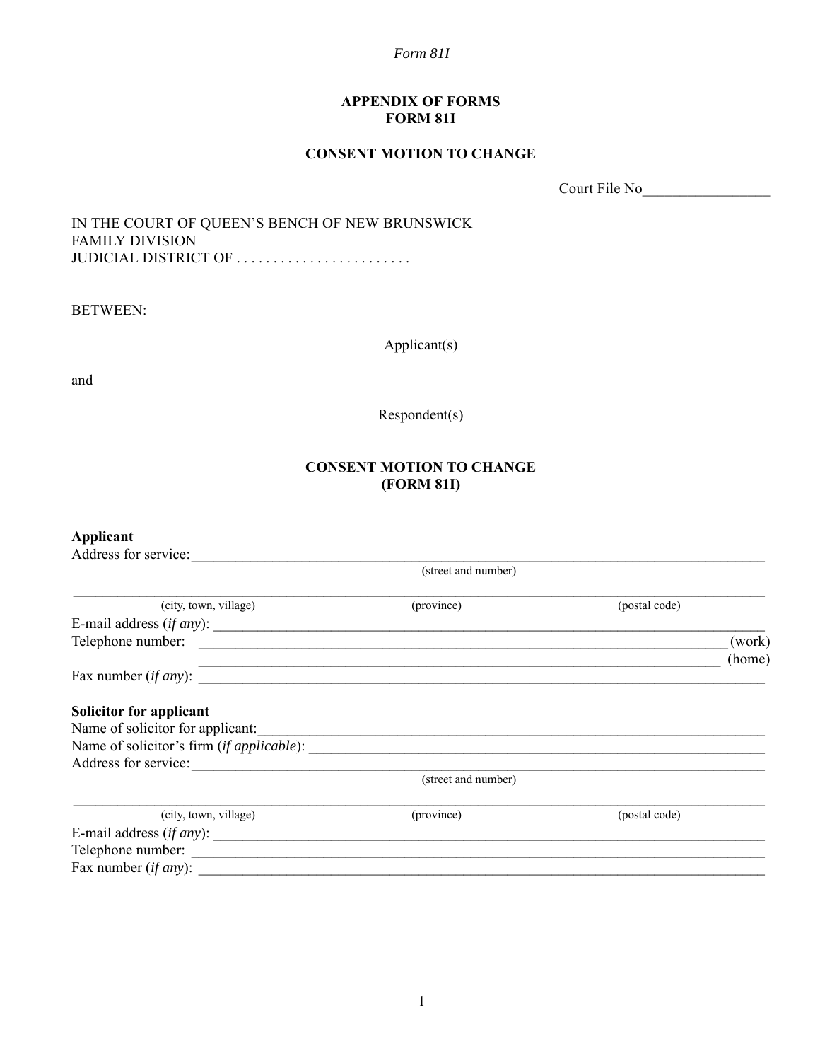*Form 81I*

**APPENDIX OF FORMS**
**FORM 81I**

**CONSENT MOTION TO CHANGE**

Court File No_________________

IN THE COURT OF QUEEN'S BENCH OF NEW BRUNSWICK
FAMILY DIVISION
JUDICIAL DISTRICT OF . . . . . . . . . . . . . . . . . . . . . . . .

BETWEEN:

Applicant(s)

and

Respondent(s)

**CONSENT MOTION TO CHANGE**
**(FORM 81I)**

**Applicant**

Address for service:_______________________________________________________________
(street and number)

___________________________________________________________________________________
(city, town, village) (province) (postal code)

E-mail address (*if any*): ___________________________________________________________

Telephone number: ________________________________________________________________ (work)

________________________________________________________________ (home)

Fax number (*if any*): ______________________________________________________________

**Solicitor for applicant**

Name of solicitor for applicant:________________________________________________________

Name of solicitor's firm (*if applicable*): _________________________________________________

Address for service:_______________________________________________________________
(street and number)

___________________________________________________________________________________
(city, town, village) (province) (postal code)

E-mail address (*if any*): ___________________________________________________________

Telephone number: ________________________________________________________________

Fax number (*if any*): ______________________________________________________________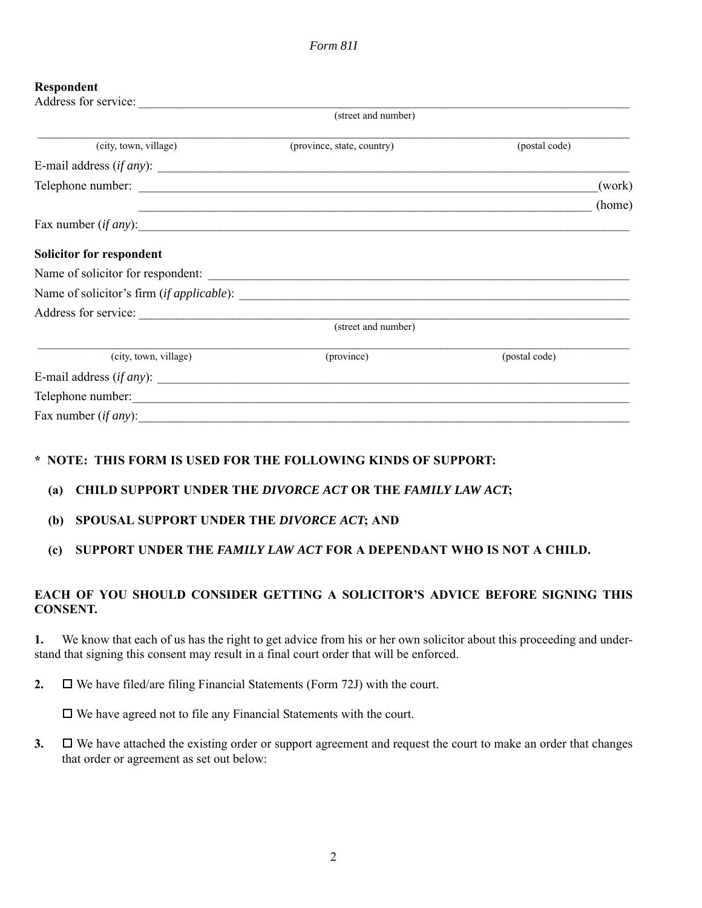*Form 81I*

**Respondent**

Address for service: ______________________________________________
(street and number)

______________________ ______________________ ______________________
(city, town, village) (province, state, country) (postal code)

E-mail address (*if any*): ______________________________________________

Telephone number: ______________________________________________(work)

______________________________________________ (home)

Fax number (*if any*):______________________________________________

**Solicitor for respondent**

Name of solicitor for respondent: ______________________________________________

Name of solicitor's firm (*if applicable*): ______________________________________________

Address for service: ______________________________________________
(street and number)

______________________ ______________________ ______________________
(city, town, village) (province) (postal code)

E-mail address (*if any*): ______________________________________________

Telephone number:______________________________________________

Fax number (*if any*):______________________________________________

**\* NOTE: THIS FORM IS USED FOR THE FOLLOWING KINDS OF SUPPORT:**

**(a) CHILD SUPPORT UNDER THE *DIVORCE ACT* OR THE *FAMILY LAW ACT*;**

**(b) SPOUSAL SUPPORT UNDER THE *DIVORCE ACT*; AND**

**(c) SUPPORT UNDER THE *FAMILY LAW ACT* FOR A DEPENDANT WHO IS NOT A CHILD.**

**EACH OF YOU SHOULD CONSIDER GETTING A SOLICITOR'S ADVICE BEFORE SIGNING THIS CONSENT.**

**1.** We know that each of us has the right to get advice from his or her own solicitor about this proceeding and understand that signing this consent may result in a final court order that will be enforced.

**2.** ☐ We have filed/are filing Financial Statements (Form 72J) with the court.

☐ We have agreed not to file any Financial Statements with the court.

**3.** ☐ We have attached the existing order or support agreement and request the court to make an order that changes that order or agreement as set out below: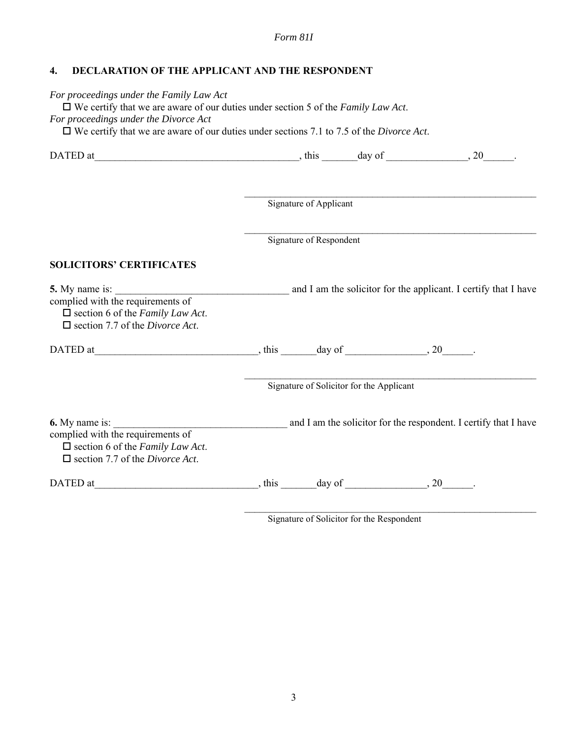*Form 81I*

## 4. DECLARATION OF THE APPLICANT AND THE RESPONDENT

*For proceedings under the Family Law Act*

☐ We certify that we are aware of our duties under section 5 of the *Family Law Act*.

*For proceedings under the Divorce Act*

☐ We certify that we are aware of our duties under sections 7.1 to 7.5 of the *Divorce Act*.

DATED at_______________________________________, this _______day of _______________, 20______.

_____________________________________________

Signature of Applicant

_____________________________________________

Signature of Respondent

## SOLICITORS' CERTIFICATES

**5.** My name is: _________________________________ and I am the solicitor for the applicant. I certify that I have complied with the requirements of

☐ section 6 of the *Family Law Act*.

☐ section 7.7 of the *Divorce Act*.

DATED at_______________________________, this _______day of _______________, 20______.

_____________________________________________

Signature of Solicitor for the Applicant

**6.** My name is: _________________________________ and I am the solicitor for the respondent. I certify that I have complied with the requirements of

☐ section 6 of the *Family Law Act*.

☐ section 7.7 of the *Divorce Act*.

DATED at_______________________________, this _______day of _______________, 20______.

_____________________________________________

Signature of Solicitor for the Respondent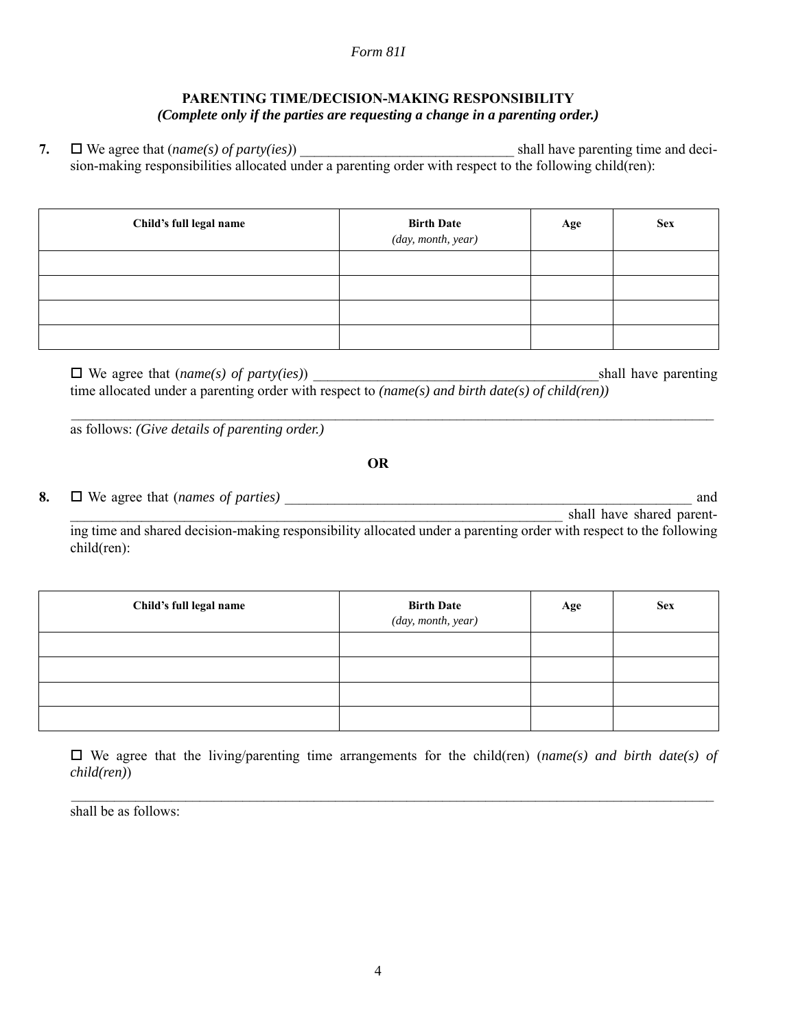*Form 81I*

**PARENTING TIME/DECISION-MAKING RESPONSIBILITY**
***(Complete only if the parties are requesting a change in a parenting order.)***

**7.** ☐ We agree that (*name(s) of party(ies)*) ______________________________ shall have parenting time and decision-making responsibilities allocated under a parenting order with respect to the following child(ren):

| Child's full legal name | Birth Date *(day, month, year)* | Age | Sex |
|---|---|---|---|
| | | | |
| | | | |
| | | | |
| | | | |

☐ We agree that (*name(s) of party(ies)*) ________________________________________shall have parenting time allocated under a parenting order with respect to *(name(s) and birth date(s) of child(ren))*

_______________________________________________________________________________________________
as follows: *(Give details of parenting order.)*

**OR**

**8.** ☐ We agree that (*names of parties)* ____________________________________________________________ and ______________________________________________________________________ shall have shared parenting time and shared decision-making responsibility allocated under a parenting order with respect to the following child(ren):

| Child's full legal name | Birth Date *(day, month, year)* | Age | Sex |
|---|---|---|---|
| | | | |
| | | | |
| | | | |
| | | | |

☐ We agree that the living/parenting time arrangements for the child(ren) (*name(s) and birth date(s) of child(ren)*)

_______________________________________________________________________________________________
shall be as follows: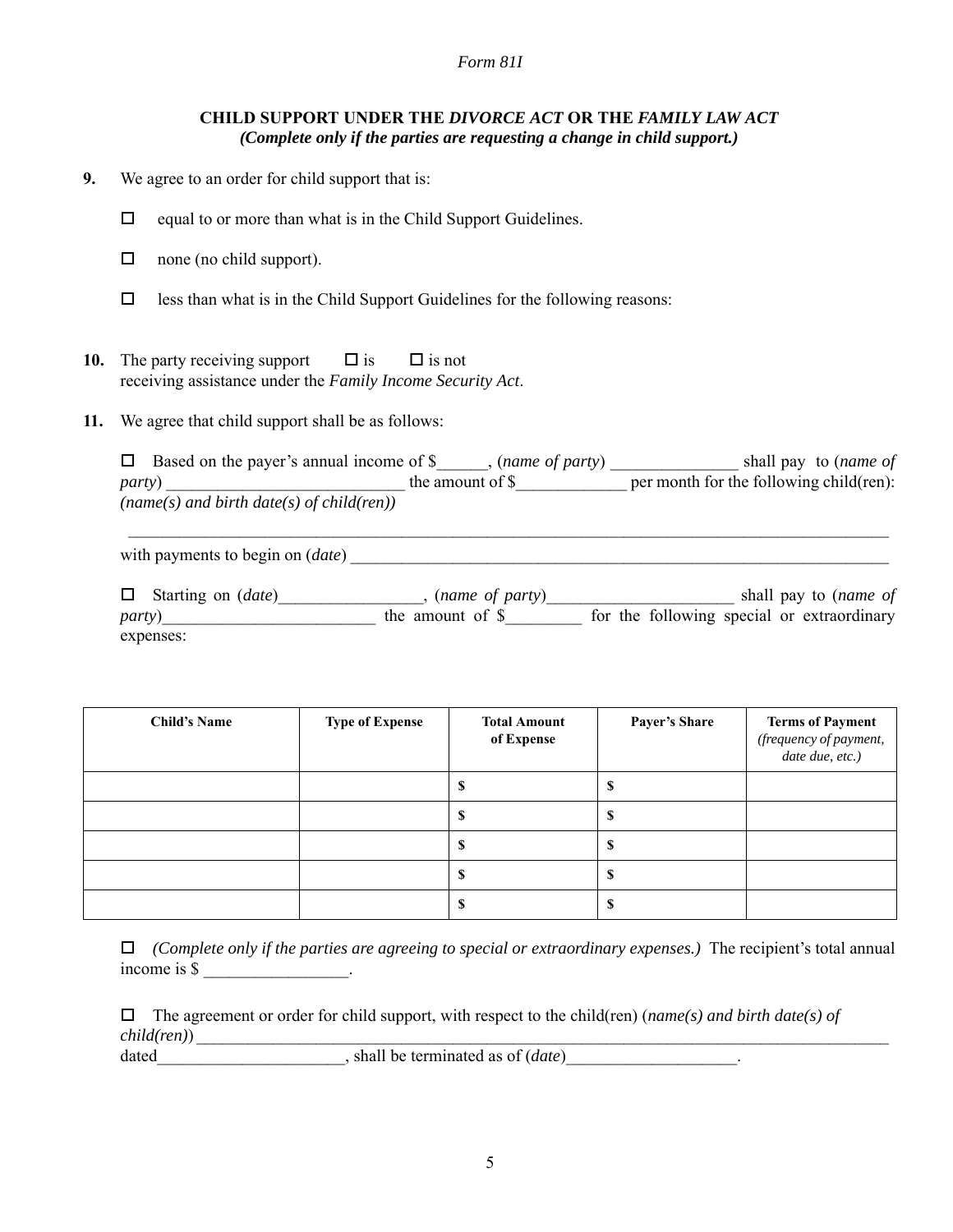*Form 81I*

**CHILD SUPPORT UNDER THE *DIVORCE ACT* OR THE *FAMILY LAW ACT***
***(Complete only if the parties are requesting a change in child support.)***

**9.** We agree to an order for child support that is:

- ☐ equal to or more than what is in the Child Support Guidelines.
- ☐ none (no child support).
- ☐ less than what is in the Child Support Guidelines for the following reasons:

**10.** The party receiving support ☐ is ☐ is not receiving assistance under the *Family Income Security Act*.

**11.** We agree that child support shall be as follows:

☐ Based on the payer's annual income of $______, (*name of party*) _______________ shall pay to (*name of party*) ____________________________ the amount of $_____________ per month for the following child(ren): *(name(s) and birth date(s) of child(ren))*

_____________________________________________________________________________________________

with payments to begin on (*date*) _________________________________________________________________

☐ Starting on (*date*)________________, (*name of party*)______________________ shall pay to (*name of party*)_________________________ the amount of $_________ for the following special or extraordinary expenses:

| **Child's Name** | **Type of Expense** | **Total Amount of Expense** | **Payer's Share** | **Terms of Payment** *(frequency of payment, date due, etc.)* |
|---|---|---|---|---|
| | | **$** | **$** | |
| | | **$** | **$** | |
| | | **$** | **$** | |
| | | **$** | **$** | |
| | | **$** | **$** | |

☐ *(Complete only if the parties are agreeing to special or extraordinary expenses.)* The recipient's total annual income is $ _________________.

☐ The agreement or order for child support, with respect to the child(ren) (*name(s) and birth date(s) of child(ren)*) ________________________________________________________________________________ dated______________________, shall be terminated as of (*date*)____________________.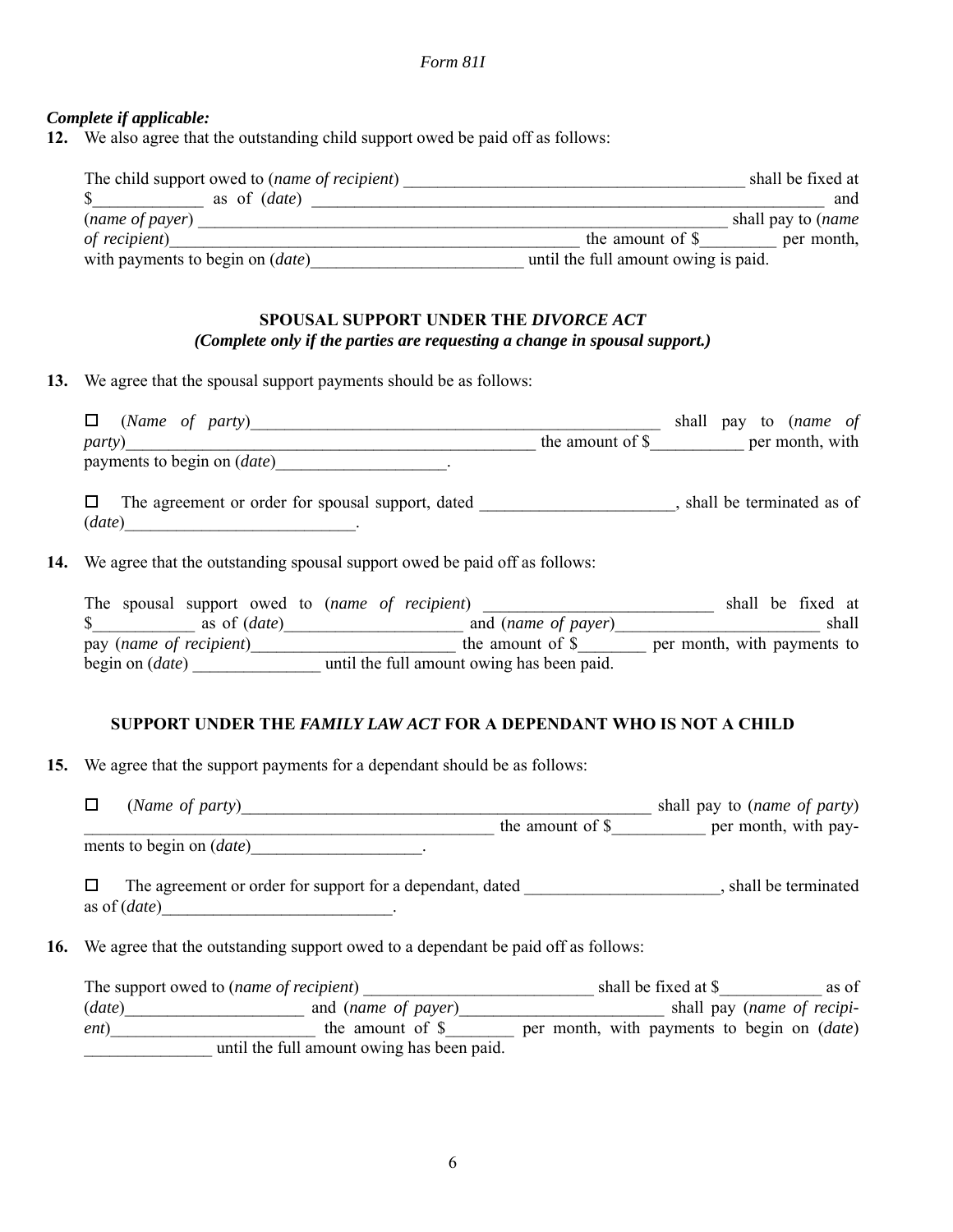*Complete if applicable:*

**12.** We also agree that the outstanding child support owed be paid off as follows:

The child support owed to (*name of recipient*) ________________________________________ shall be fixed at $_____________ as of (*date*) _____________________________________________________________ and (*name of payer*) _________________________________________________________________ shall pay to (*name of recipient*)_________________________________________________ the amount of $_________ per month, with payments to begin on (*date*)_________________________ until the full amount owing is paid.

**SPOUSAL SUPPORT UNDER THE *DIVORCE ACT***

***(Complete only if the parties are requesting a change in spousal support.)***

**13.** We agree that the spousal support payments should be as follows:

☐ (*Name of party*)__________________________________________________ shall pay to (*name of party*)_________________________________________________ the amount of $___________ per month, with payments to begin on (*date*)____________________.

☐ The agreement or order for spousal support, dated _______________________, shall be terminated as of (*date*)___________________________.

**14.** We agree that the outstanding spousal support owed be paid off as follows:

The spousal support owed to (*name of recipient*) ___________________________ shall be fixed at $____________ as of (*date*)_____________________ and (*name of payer*)________________________ shall pay (*name of recipient*)________________________ the amount of $________ per month, with payments to begin on (*date*) _______________ until the full amount owing has been paid.

**SUPPORT UNDER THE *FAMILY LAW ACT* FOR A DEPENDANT WHO IS NOT A CHILD**

**15.** We agree that the support payments for a dependant should be as follows:

☐ (*Name of party*)__________________________________________________ shall pay to (*name of party*) __________________________________________________ the amount of $___________ per month, with payments to begin on (*date*)____________________.

☐ The agreement or order for support for a dependant, dated _______________________, shall be terminated as of (*date*)___________________________.

**16.** We agree that the outstanding support owed to a dependant be paid off as follows:

The support owed to (*name of recipient*) ___________________________ shall be fixed at $____________ as of (*date*)_____________________ and (*name of payer*)________________________ shall pay (*name of recipient*)________________________ the amount of $________ per month, with payments to begin on (*date*) _______________ until the full amount owing has been paid.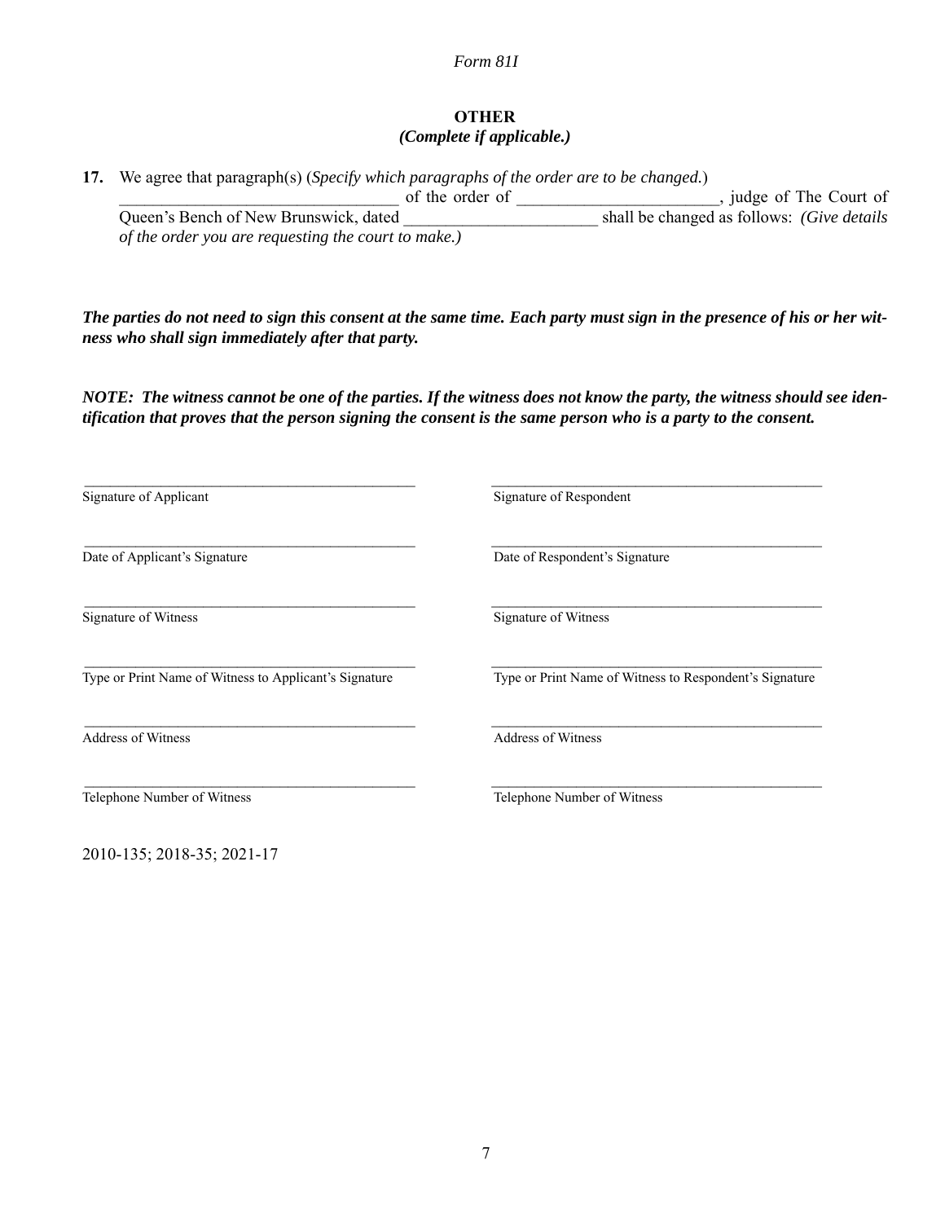*Form 81I*

**OTHER**
***(Complete if applicable.)***

**17.** We agree that paragraph(s) (*Specify which paragraphs of the order are to be changed.*) _________________________________ of the order of _______________________, judge of The Court of Queen's Bench of New Brunswick, dated ______________________ shall be changed as follows: *(Give details of the order you are requesting the court to make.)*

***The parties do not need to sign this consent at the same time. Each party must sign in the presence of his or her witness who shall sign immediately after that party.***

***NOTE: The witness cannot be one of the parties. If the witness does not know the party, the witness should see identification that proves that the person signing the consent is the same person who is a party to the consent.***

| | |
|---|---|
| _______________________________________________ | _______________________________________________ |
| Signature of Applicant | Signature of Respondent |
| _______________________________________________ | _______________________________________________ |
| Date of Applicant's Signature | Date of Respondent's Signature |
| _______________________________________________ | _______________________________________________ |
| Signature of Witness | Signature of Witness |
| _______________________________________________ | _______________________________________________ |
| Type or Print Name of Witness to Applicant's Signature | Type or Print Name of Witness to Respondent's Signature |
| _______________________________________________ | _______________________________________________ |
| Address of Witness | Address of Witness |
| _______________________________________________ | _______________________________________________ |
| Telephone Number of Witness | Telephone Number of Witness |

2010-135; 2018-35; 2021-17